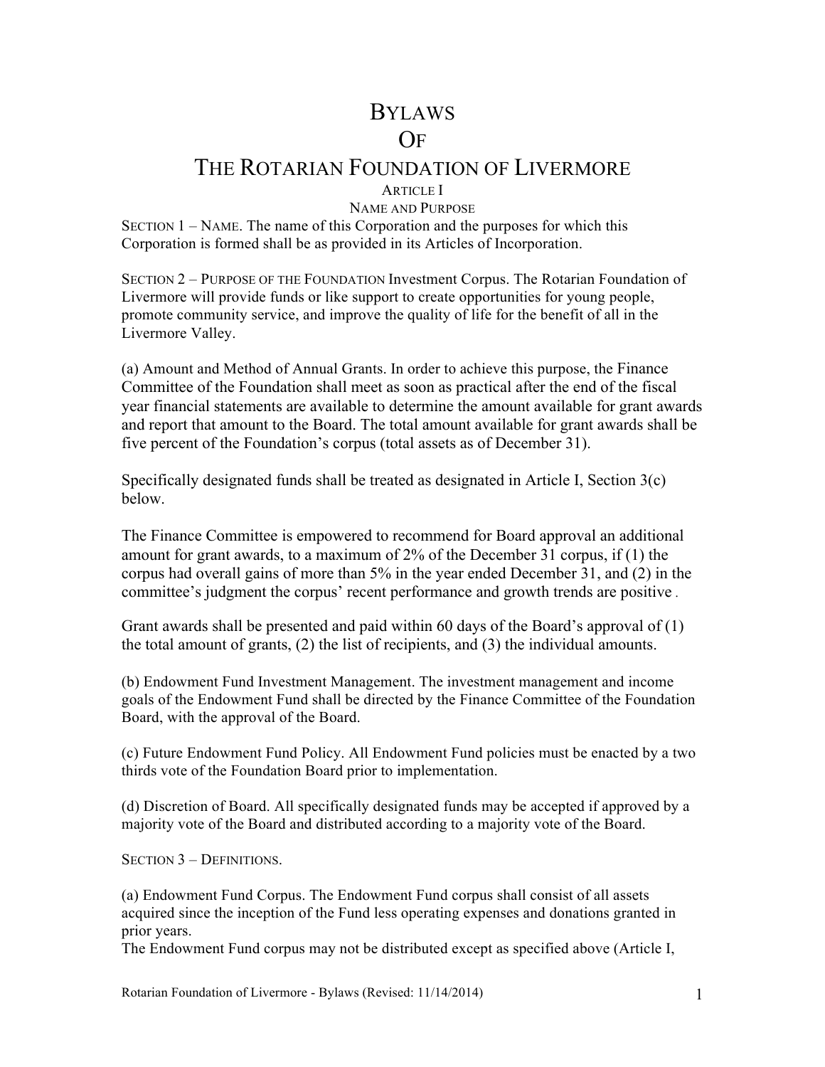# BYLAWS OF THE ROTARIAN FOUNDATION OF LIVERMORE

## ARTICLE I
## NAME AND PURPOSE

SECTION 1 – NAME. The name of this Corporation and the purposes for which this Corporation is formed shall be as provided in its Articles of Incorporation.

SECTION 2 – PURPOSE OF THE FOUNDATION Investment Corpus. The Rotarian Foundation of Livermore will provide funds or like support to create opportunities for young people, promote community service, and improve the quality of life for the benefit of all in the Livermore Valley.

(a) Amount and Method of Annual Grants. In order to achieve this purpose, the Finance Committee of the Foundation shall meet as soon as practical after the end of the fiscal year financial statements are available to determine the amount available for grant awards and report that amount to the Board. The total amount available for grant awards shall be five percent of the Foundation's corpus (total assets as of December 31).

Specifically designated funds shall be treated as designated in Article I, Section 3(c) below.

The Finance Committee is empowered to recommend for Board approval an additional amount for grant awards, to a maximum of 2% of the December 31 corpus, if (1) the corpus had overall gains of more than 5% in the year ended December 31, and (2) in the committee's judgment the corpus' recent performance and growth trends are positive.

Grant awards shall be presented and paid within 60 days of the Board's approval of (1) the total amount of grants, (2) the list of recipients, and (3) the individual amounts.

(b) Endowment Fund Investment Management. The investment management and income goals of the Endowment Fund shall be directed by the Finance Committee of the Foundation Board, with the approval of the Board.

(c) Future Endowment Fund Policy. All Endowment Fund policies must be enacted by a two thirds vote of the Foundation Board prior to implementation.

(d) Discretion of Board. All specifically designated funds may be accepted if approved by a majority vote of the Board and distributed according to a majority vote of the Board.

SECTION 3 – DEFINITIONS.

(a) Endowment Fund Corpus. The Endowment Fund corpus shall consist of all assets acquired since the inception of the Fund less operating expenses and donations granted in prior years.
The Endowment Fund corpus may not be distributed except as specified above (Article I,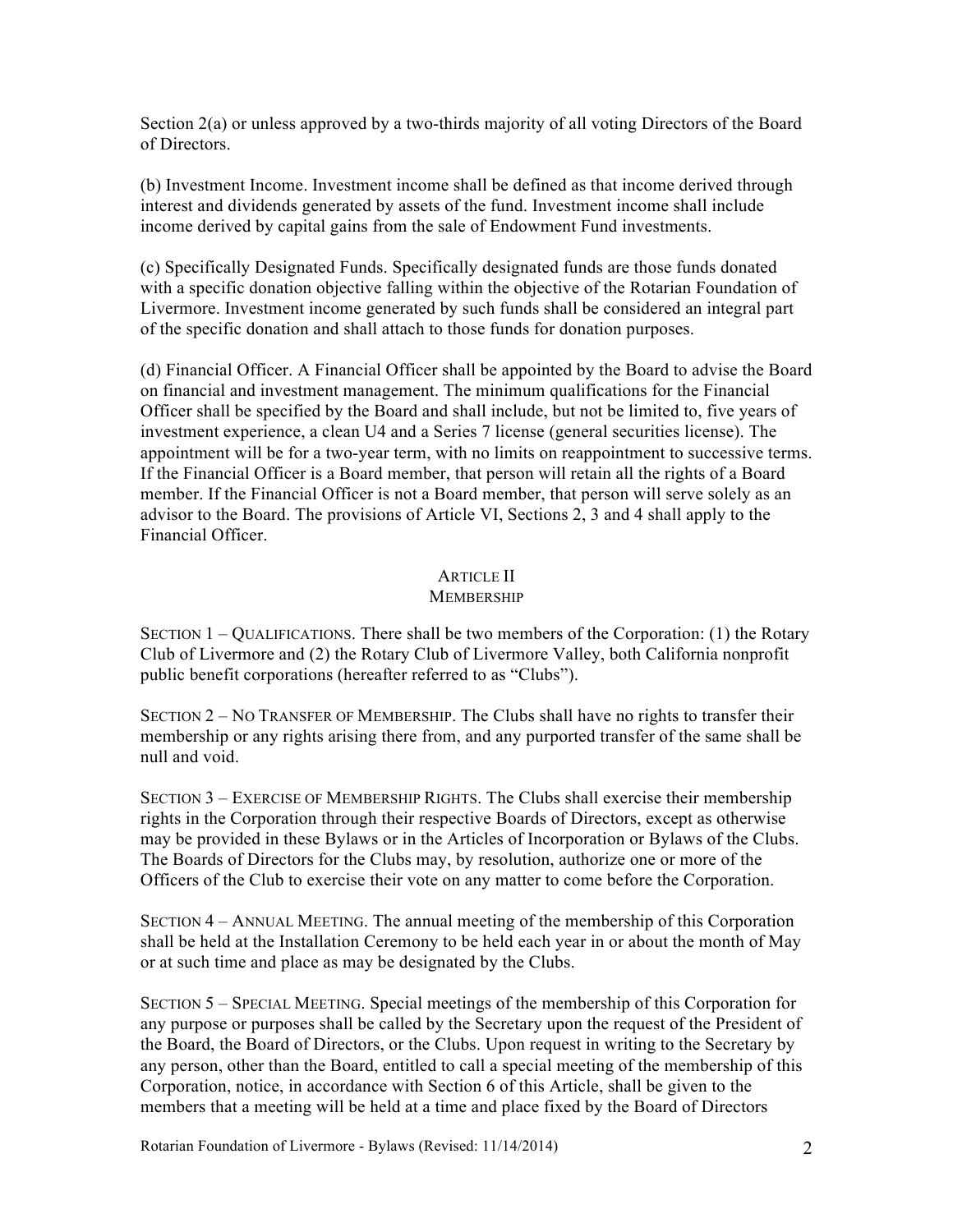Section 2(a) or unless approved by a two-thirds majority of all voting Directors of the Board of Directors.

(b) Investment Income. Investment income shall be defined as that income derived through interest and dividends generated by assets of the fund. Investment income shall include income derived by capital gains from the sale of Endowment Fund investments.

(c) Specifically Designated Funds. Specifically designated funds are those funds donated with a specific donation objective falling within the objective of the Rotarian Foundation of Livermore. Investment income generated by such funds shall be considered an integral part of the specific donation and shall attach to those funds for donation purposes.

(d) Financial Officer. A Financial Officer shall be appointed by the Board to advise the Board on financial and investment management. The minimum qualifications for the Financial Officer shall be specified by the Board and shall include, but not be limited to, five years of investment experience, a clean U4 and a Series 7 license (general securities license). The appointment will be for a two-year term, with no limits on reappointment to successive terms. If the Financial Officer is a Board member, that person will retain all the rights of a Board member. If the Financial Officer is not a Board member, that person will serve solely as an advisor to the Board. The provisions of Article VI, Sections 2, 3 and 4 shall apply to the Financial Officer.

## ARTICLE II
## MEMBERSHIP

SECTION 1 – QUALIFICATIONS. There shall be two members of the Corporation: (1) the Rotary Club of Livermore and (2) the Rotary Club of Livermore Valley, both California nonprofit public benefit corporations (hereafter referred to as "Clubs").

SECTION 2 – NO TRANSFER OF MEMBERSHIP. The Clubs shall have no rights to transfer their membership or any rights arising there from, and any purported transfer of the same shall be null and void.

SECTION 3 – EXERCISE OF MEMBERSHIP RIGHTS. The Clubs shall exercise their membership rights in the Corporation through their respective Boards of Directors, except as otherwise may be provided in these Bylaws or in the Articles of Incorporation or Bylaws of the Clubs. The Boards of Directors for the Clubs may, by resolution, authorize one or more of the Officers of the Club to exercise their vote on any matter to come before the Corporation.

SECTION 4 – ANNUAL MEETING. The annual meeting of the membership of this Corporation shall be held at the Installation Ceremony to be held each year in or about the month of May or at such time and place as may be designated by the Clubs.

SECTION 5 – SPECIAL MEETING. Special meetings of the membership of this Corporation for any purpose or purposes shall be called by the Secretary upon the request of the President of the Board, the Board of Directors, or the Clubs. Upon request in writing to the Secretary by any person, other than the Board, entitled to call a special meeting of the membership of this Corporation, notice, in accordance with Section 6 of this Article, shall be given to the members that a meeting will be held at a time and place fixed by the Board of Directors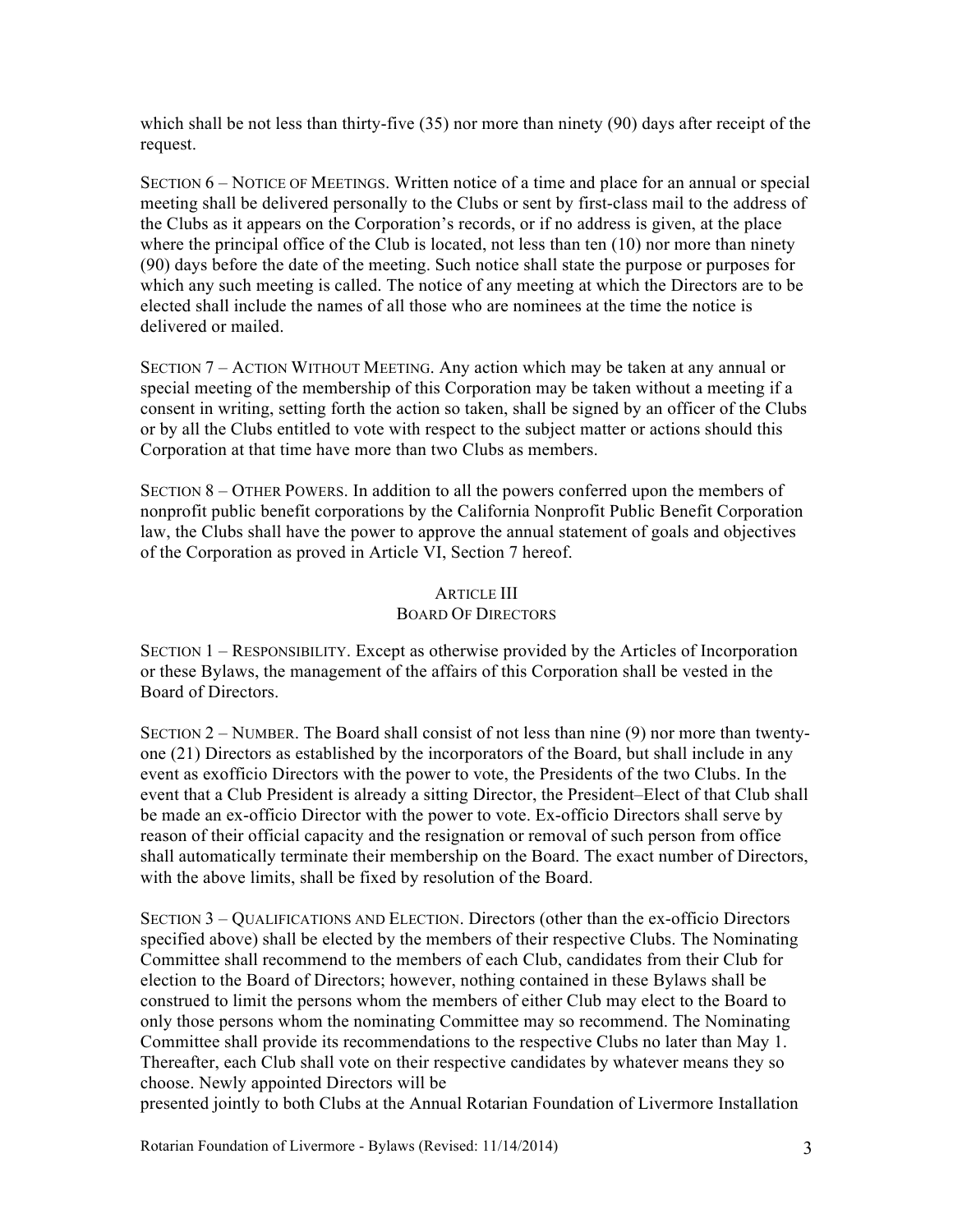which shall be not less than thirty-five (35) nor more than ninety (90) days after receipt of the request.

SECTION 6 – NOTICE OF MEETINGS. Written notice of a time and place for an annual or special meeting shall be delivered personally to the Clubs or sent by first-class mail to the address of the Clubs as it appears on the Corporation's records, or if no address is given, at the place where the principal office of the Club is located, not less than ten (10) nor more than ninety (90) days before the date of the meeting. Such notice shall state the purpose or purposes for which any such meeting is called. The notice of any meeting at which the Directors are to be elected shall include the names of all those who are nominees at the time the notice is delivered or mailed.

SECTION 7 – ACTION WITHOUT MEETING. Any action which may be taken at any annual or special meeting of the membership of this Corporation may be taken without a meeting if a consent in writing, setting forth the action so taken, shall be signed by an officer of the Clubs or by all the Clubs entitled to vote with respect to the subject matter or actions should this Corporation at that time have more than two Clubs as members.

SECTION 8 – OTHER POWERS. In addition to all the powers conferred upon the members of nonprofit public benefit corporations by the California Nonprofit Public Benefit Corporation law, the Clubs shall have the power to approve the annual statement of goals and objectives of the Corporation as proved in Article VI, Section 7 hereof.

## ARTICLE III
## BOARD OF DIRECTORS

SECTION 1 – RESPONSIBILITY. Except as otherwise provided by the Articles of Incorporation or these Bylaws, the management of the affairs of this Corporation shall be vested in the Board of Directors.

SECTION 2 – NUMBER. The Board shall consist of not less than nine (9) nor more than twenty-one (21) Directors as established by the incorporators of the Board, but shall include in any event as exofficio Directors with the power to vote, the Presidents of the two Clubs. In the event that a Club President is already a sitting Director, the President–Elect of that Club shall be made an ex-officio Director with the power to vote. Ex-officio Directors shall serve by reason of their official capacity and the resignation or removal of such person from office shall automatically terminate their membership on the Board. The exact number of Directors, with the above limits, shall be fixed by resolution of the Board.

SECTION 3 – QUALIFICATIONS AND ELECTION. Directors (other than the ex-officio Directors specified above) shall be elected by the members of their respective Clubs. The Nominating Committee shall recommend to the members of each Club, candidates from their Club for election to the Board of Directors; however, nothing contained in these Bylaws shall be construed to limit the persons whom the members of either Club may elect to the Board to only those persons whom the nominating Committee may so recommend. The Nominating Committee shall provide its recommendations to the respective Clubs no later than May 1. Thereafter, each Club shall vote on their respective candidates by whatever means they so choose. Newly appointed Directors will be presented jointly to both Clubs at the Annual Rotarian Foundation of Livermore Installation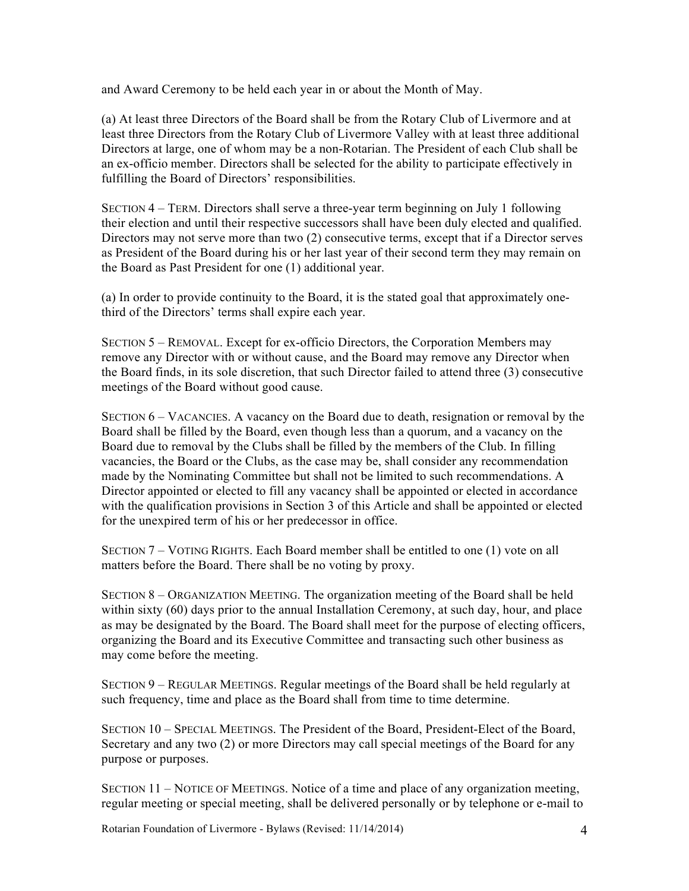and Award Ceremony to be held each year in or about the Month of May.

(a) At least three Directors of the Board shall be from the Rotary Club of Livermore and at least three Directors from the Rotary Club of Livermore Valley with at least three additional Directors at large, one of whom may be a non-Rotarian. The President of each Club shall be an ex-officio member. Directors shall be selected for the ability to participate effectively in fulfilling the Board of Directors' responsibilities.

SECTION 4 – TERM. Directors shall serve a three-year term beginning on July 1 following their election and until their respective successors shall have been duly elected and qualified. Directors may not serve more than two (2) consecutive terms, except that if a Director serves as President of the Board during his or her last year of their second term they may remain on the Board as Past President for one (1) additional year.

(a) In order to provide continuity to the Board, it is the stated goal that approximately one-third of the Directors' terms shall expire each year.

SECTION 5 – REMOVAL. Except for ex-officio Directors, the Corporation Members may remove any Director with or without cause, and the Board may remove any Director when the Board finds, in its sole discretion, that such Director failed to attend three (3) consecutive meetings of the Board without good cause.

SECTION 6 – VACANCIES. A vacancy on the Board due to death, resignation or removal by the Board shall be filled by the Board, even though less than a quorum, and a vacancy on the Board due to removal by the Clubs shall be filled by the members of the Club. In filling vacancies, the Board or the Clubs, as the case may be, shall consider any recommendation made by the Nominating Committee but shall not be limited to such recommendations. A Director appointed or elected to fill any vacancy shall be appointed or elected in accordance with the qualification provisions in Section 3 of this Article and shall be appointed or elected for the unexpired term of his or her predecessor in office.

SECTION 7 – VOTING RIGHTS. Each Board member shall be entitled to one (1) vote on all matters before the Board. There shall be no voting by proxy.

SECTION 8 – ORGANIZATION MEETING. The organization meeting of the Board shall be held within sixty (60) days prior to the annual Installation Ceremony, at such day, hour, and place as may be designated by the Board. The Board shall meet for the purpose of electing officers, organizing the Board and its Executive Committee and transacting such other business as may come before the meeting.

SECTION 9 – REGULAR MEETINGS. Regular meetings of the Board shall be held regularly at such frequency, time and place as the Board shall from time to time determine.

SECTION 10 – SPECIAL MEETINGS. The President of the Board, President-Elect of the Board, Secretary and any two (2) or more Directors may call special meetings of the Board for any purpose or purposes.

SECTION 11 – NOTICE OF MEETINGS. Notice of a time and place of any organization meeting, regular meeting or special meeting, shall be delivered personally or by telephone or e-mail to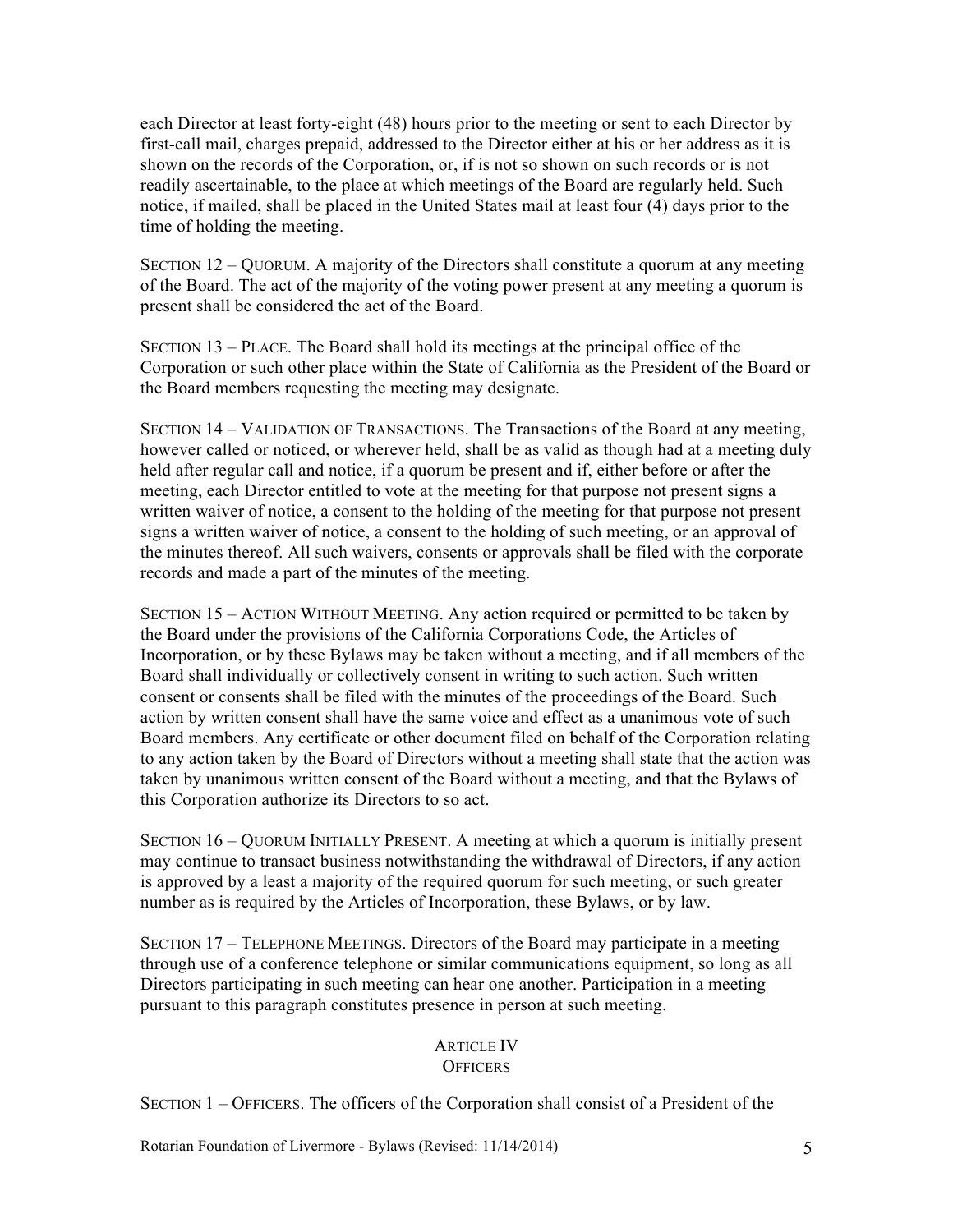each Director at least forty-eight (48) hours prior to the meeting or sent to each Director by first-call mail, charges prepaid, addressed to the Director either at his or her address as it is shown on the records of the Corporation, or, if is not so shown on such records or is not readily ascertainable, to the place at which meetings of the Board are regularly held. Such notice, if mailed, shall be placed in the United States mail at least four (4) days prior to the time of holding the meeting.

SECTION 12 – QUORUM. A majority of the Directors shall constitute a quorum at any meeting of the Board. The act of the majority of the voting power present at any meeting a quorum is present shall be considered the act of the Board.

SECTION 13 – PLACE. The Board shall hold its meetings at the principal office of the Corporation or such other place within the State of California as the President of the Board or the Board members requesting the meeting may designate.

SECTION 14 – VALIDATION OF TRANSACTIONS. The Transactions of the Board at any meeting, however called or noticed, or wherever held, shall be as valid as though had at a meeting duly held after regular call and notice, if a quorum be present and if, either before or after the meeting, each Director entitled to vote at the meeting for that purpose not present signs a written waiver of notice, a consent to the holding of the meeting for that purpose not present signs a written waiver of notice, a consent to the holding of such meeting, or an approval of the minutes thereof. All such waivers, consents or approvals shall be filed with the corporate records and made a part of the minutes of the meeting.

SECTION 15 – ACTION WITHOUT MEETING. Any action required or permitted to be taken by the Board under the provisions of the California Corporations Code, the Articles of Incorporation, or by these Bylaws may be taken without a meeting, and if all members of the Board shall individually or collectively consent in writing to such action. Such written consent or consents shall be filed with the minutes of the proceedings of the Board. Such action by written consent shall have the same voice and effect as a unanimous vote of such Board members. Any certificate or other document filed on behalf of the Corporation relating to any action taken by the Board of Directors without a meeting shall state that the action was taken by unanimous written consent of the Board without a meeting, and that the Bylaws of this Corporation authorize its Directors to so act.

SECTION 16 – QUORUM INITIALLY PRESENT. A meeting at which a quorum is initially present may continue to transact business notwithstanding the withdrawal of Directors, if any action is approved by a least a majority of the required quorum for such meeting, or such greater number as is required by the Articles of Incorporation, these Bylaws, or by law.

SECTION 17 – TELEPHONE MEETINGS. Directors of the Board may participate in a meeting through use of a conference telephone or similar communications equipment, so long as all Directors participating in such meeting can hear one another. Participation in a meeting pursuant to this paragraph constitutes presence in person at such meeting.

## ARTICLE IV
## OFFICERS

SECTION 1 – OFFICERS. The officers of the Corporation shall consist of a President of the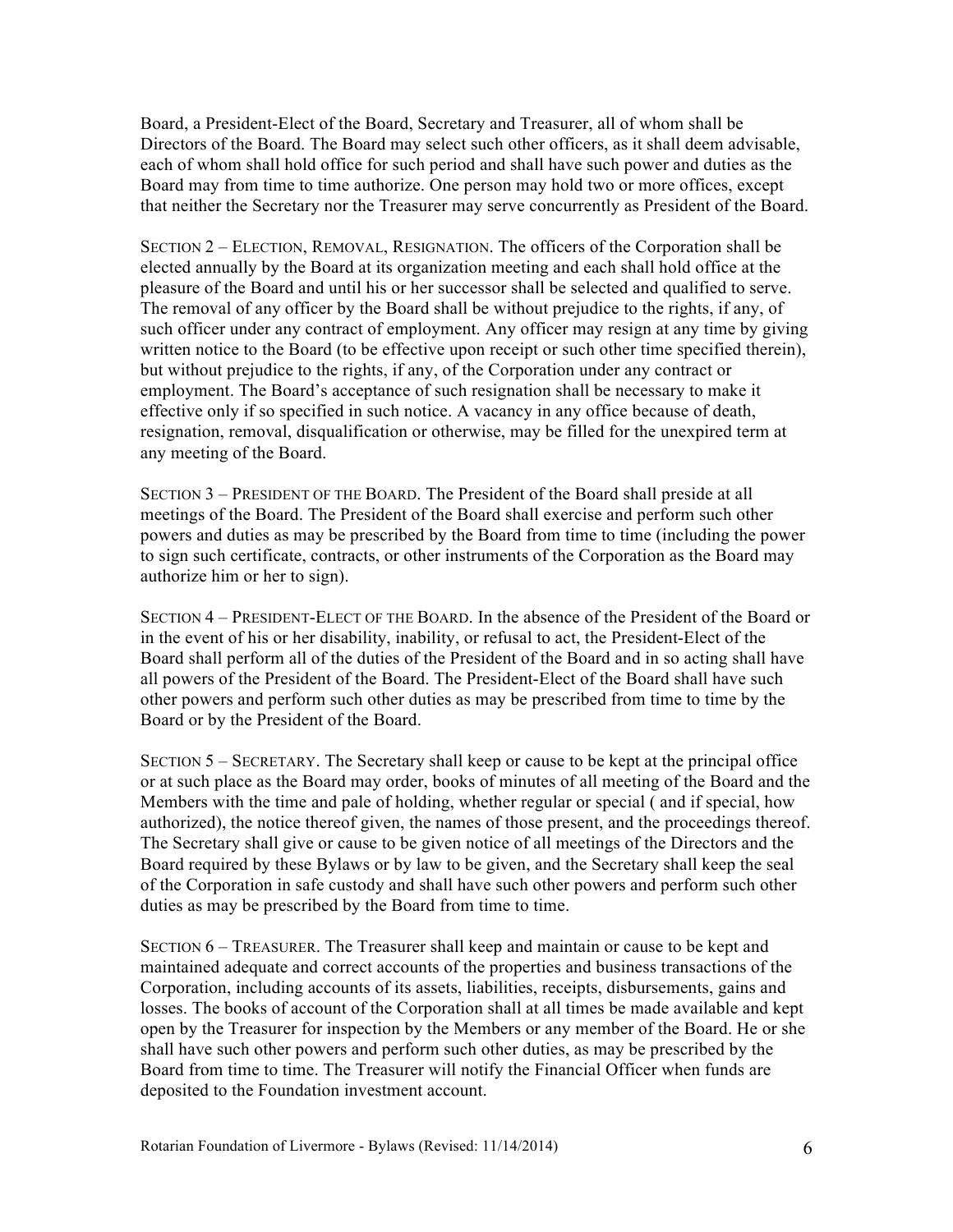Board, a President-Elect of the Board, Secretary and Treasurer, all of whom shall be Directors of the Board. The Board may select such other officers, as it shall deem advisable, each of whom shall hold office for such period and shall have such power and duties as the Board may from time to time authorize. One person may hold two or more offices, except that neither the Secretary nor the Treasurer may serve concurrently as President of the Board.

SECTION 2 – ELECTION, REMOVAL, RESIGNATION. The officers of the Corporation shall be elected annually by the Board at its organization meeting and each shall hold office at the pleasure of the Board and until his or her successor shall be selected and qualified to serve. The removal of any officer by the Board shall be without prejudice to the rights, if any, of such officer under any contract of employment. Any officer may resign at any time by giving written notice to the Board (to be effective upon receipt or such other time specified therein), but without prejudice to the rights, if any, of the Corporation under any contract or employment. The Board's acceptance of such resignation shall be necessary to make it effective only if so specified in such notice. A vacancy in any office because of death, resignation, removal, disqualification or otherwise, may be filled for the unexpired term at any meeting of the Board.

SECTION 3 – PRESIDENT OF THE BOARD. The President of the Board shall preside at all meetings of the Board. The President of the Board shall exercise and perform such other powers and duties as may be prescribed by the Board from time to time (including the power to sign such certificate, contracts, or other instruments of the Corporation as the Board may authorize him or her to sign).

SECTION 4 – PRESIDENT-ELECT OF THE BOARD. In the absence of the President of the Board or in the event of his or her disability, inability, or refusal to act, the President-Elect of the Board shall perform all of the duties of the President of the Board and in so acting shall have all powers of the President of the Board. The President-Elect of the Board shall have such other powers and perform such other duties as may be prescribed from time to time by the Board or by the President of the Board.

SECTION 5 – SECRETARY. The Secretary shall keep or cause to be kept at the principal office or at such place as the Board may order, books of minutes of all meeting of the Board and the Members with the time and pale of holding, whether regular or special ( and if special, how authorized), the notice thereof given, the names of those present, and the proceedings thereof. The Secretary shall give or cause to be given notice of all meetings of the Directors and the Board required by these Bylaws or by law to be given, and the Secretary shall keep the seal of the Corporation in safe custody and shall have such other powers and perform such other duties as may be prescribed by the Board from time to time.

SECTION 6 – TREASURER. The Treasurer shall keep and maintain or cause to be kept and maintained adequate and correct accounts of the properties and business transactions of the Corporation, including accounts of its assets, liabilities, receipts, disbursements, gains and losses. The books of account of the Corporation shall at all times be made available and kept open by the Treasurer for inspection by the Members or any member of the Board. He or she shall have such other powers and perform such other duties, as may be prescribed by the Board from time to time. The Treasurer will notify the Financial Officer when funds are deposited to the Foundation investment account.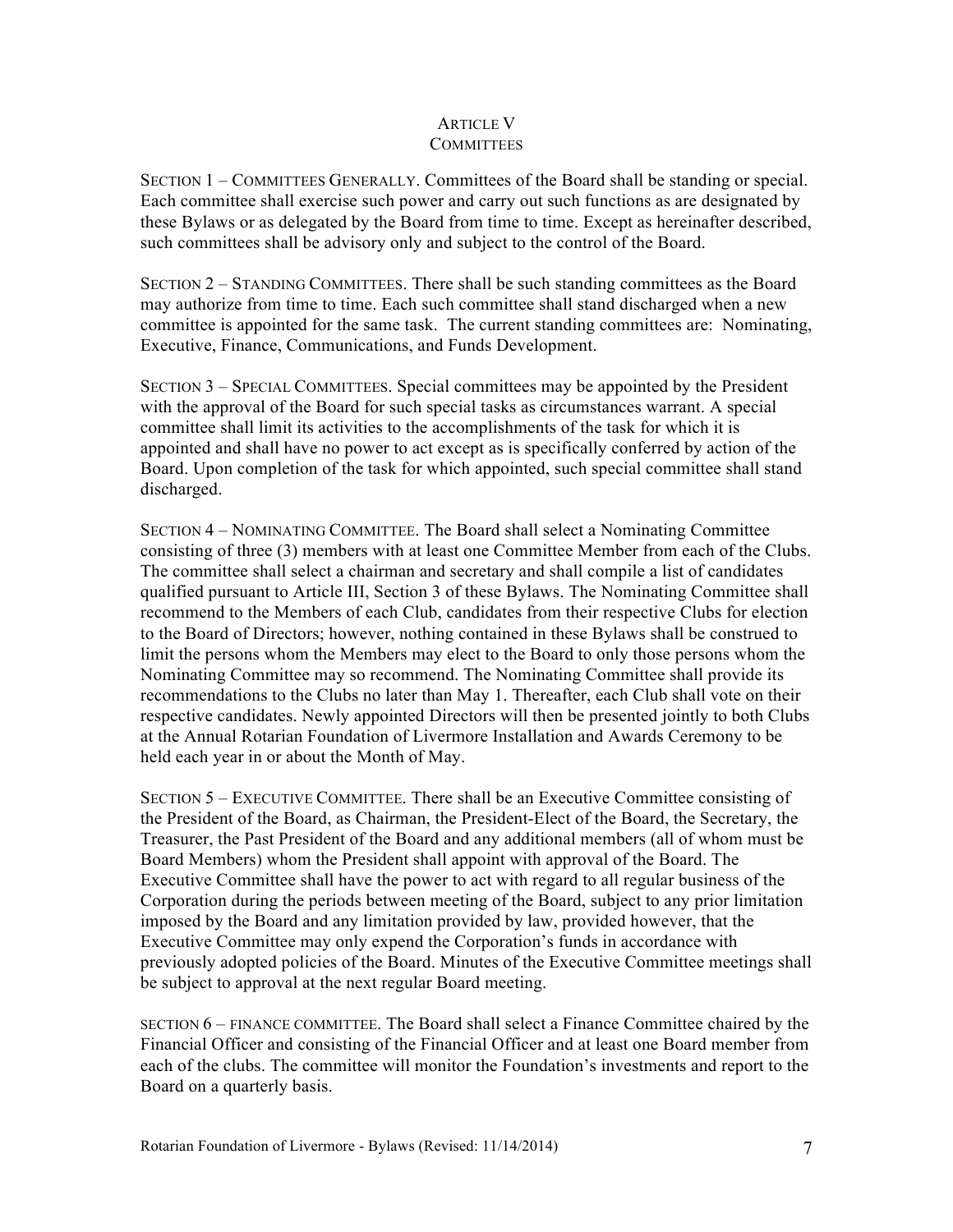# ARTICLE V
## COMMITTEES

SECTION 1 – COMMITTEES GENERALLY. Committees of the Board shall be standing or special. Each committee shall exercise such power and carry out such functions as are designated by these Bylaws or as delegated by the Board from time to time. Except as hereinafter described, such committees shall be advisory only and subject to the control of the Board.

SECTION 2 – STANDING COMMITTEES. There shall be such standing committees as the Board may authorize from time to time. Each such committee shall stand discharged when a new committee is appointed for the same task. The current standing committees are: Nominating, Executive, Finance, Communications, and Funds Development.

SECTION 3 – SPECIAL COMMITTEES. Special committees may be appointed by the President with the approval of the Board for such special tasks as circumstances warrant. A special committee shall limit its activities to the accomplishments of the task for which it is appointed and shall have no power to act except as is specifically conferred by action of the Board. Upon completion of the task for which appointed, such special committee shall stand discharged.

SECTION 4 – NOMINATING COMMITTEE. The Board shall select a Nominating Committee consisting of three (3) members with at least one Committee Member from each of the Clubs. The committee shall select a chairman and secretary and shall compile a list of candidates qualified pursuant to Article III, Section 3 of these Bylaws. The Nominating Committee shall recommend to the Members of each Club, candidates from their respective Clubs for election to the Board of Directors; however, nothing contained in these Bylaws shall be construed to limit the persons whom the Members may elect to the Board to only those persons whom the Nominating Committee may so recommend. The Nominating Committee shall provide its recommendations to the Clubs no later than May 1. Thereafter, each Club shall vote on their respective candidates. Newly appointed Directors will then be presented jointly to both Clubs at the Annual Rotarian Foundation of Livermore Installation and Awards Ceremony to be held each year in or about the Month of May.

SECTION 5 – EXECUTIVE COMMITTEE. There shall be an Executive Committee consisting of the President of the Board, as Chairman, the President-Elect of the Board, the Secretary, the Treasurer, the Past President of the Board and any additional members (all of whom must be Board Members) whom the President shall appoint with approval of the Board. The Executive Committee shall have the power to act with regard to all regular business of the Corporation during the periods between meeting of the Board, subject to any prior limitation imposed by the Board and any limitation provided by law, provided however, that the Executive Committee may only expend the Corporation's funds in accordance with previously adopted policies of the Board. Minutes of the Executive Committee meetings shall be subject to approval at the next regular Board meeting.

SECTION 6 – FINANCE COMMITTEE. The Board shall select a Finance Committee chaired by the Financial Officer and consisting of the Financial Officer and at least one Board member from each of the clubs. The committee will monitor the Foundation's investments and report to the Board on a quarterly basis.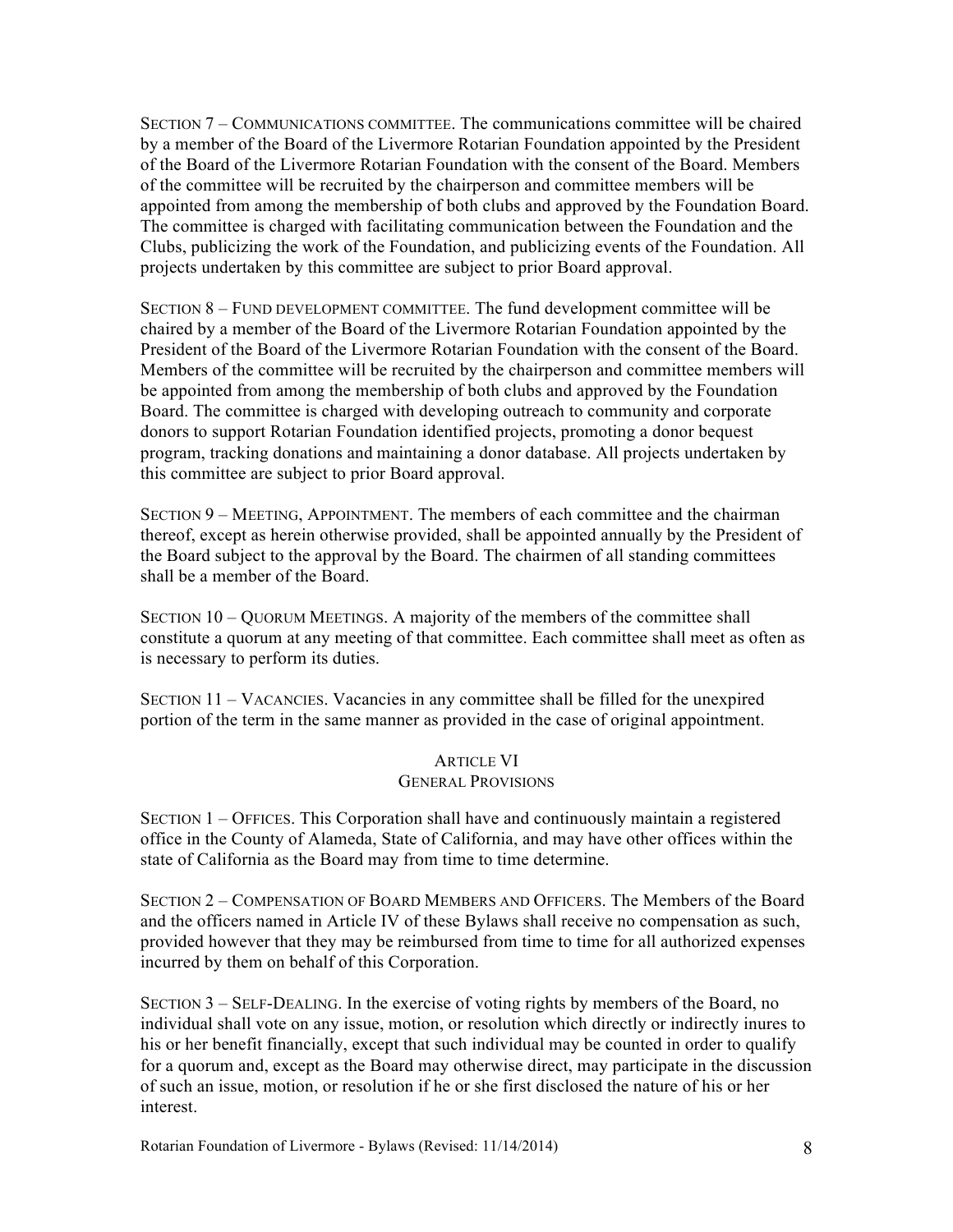SECTION 7 – COMMUNICATIONS COMMITTEE. The communications committee will be chaired by a member of the Board of the Livermore Rotarian Foundation appointed by the President of the Board of the Livermore Rotarian Foundation with the consent of the Board. Members of the committee will be recruited by the chairperson and committee members will be appointed from among the membership of both clubs and approved by the Foundation Board. The committee is charged with facilitating communication between the Foundation and the Clubs, publicizing the work of the Foundation, and publicizing events of the Foundation. All projects undertaken by this committee are subject to prior Board approval.

SECTION 8 – FUND DEVELOPMENT COMMITTEE. The fund development committee will be chaired by a member of the Board of the Livermore Rotarian Foundation appointed by the President of the Board of the Livermore Rotarian Foundation with the consent of the Board. Members of the committee will be recruited by the chairperson and committee members will be appointed from among the membership of both clubs and approved by the Foundation Board. The committee is charged with developing outreach to community and corporate donors to support Rotarian Foundation identified projects, promoting a donor bequest program, tracking donations and maintaining a donor database. All projects undertaken by this committee are subject to prior Board approval.

SECTION 9 – MEETING, APPOINTMENT. The members of each committee and the chairman thereof, except as herein otherwise provided, shall be appointed annually by the President of the Board subject to the approval by the Board. The chairmen of all standing committees shall be a member of the Board.

SECTION 10 – QUORUM MEETINGS. A majority of the members of the committee shall constitute a quorum at any meeting of that committee. Each committee shall meet as often as is necessary to perform its duties.

SECTION 11 – VACANCIES. Vacancies in any committee shall be filled for the unexpired portion of the term in the same manner as provided in the case of original appointment.

## ARTICLE VI
## GENERAL PROVISIONS

SECTION 1 – OFFICES. This Corporation shall have and continuously maintain a registered office in the County of Alameda, State of California, and may have other offices within the state of California as the Board may from time to time determine.

SECTION 2 – COMPENSATION OF BOARD MEMBERS AND OFFICERS. The Members of the Board and the officers named in Article IV of these Bylaws shall receive no compensation as such, provided however that they may be reimbursed from time to time for all authorized expenses incurred by them on behalf of this Corporation.

SECTION 3 – SELF-DEALING. In the exercise of voting rights by members of the Board, no individual shall vote on any issue, motion, or resolution which directly or indirectly inures to his or her benefit financially, except that such individual may be counted in order to qualify for a quorum and, except as the Board may otherwise direct, may participate in the discussion of such an issue, motion, or resolution if he or she first disclosed the nature of his or her interest.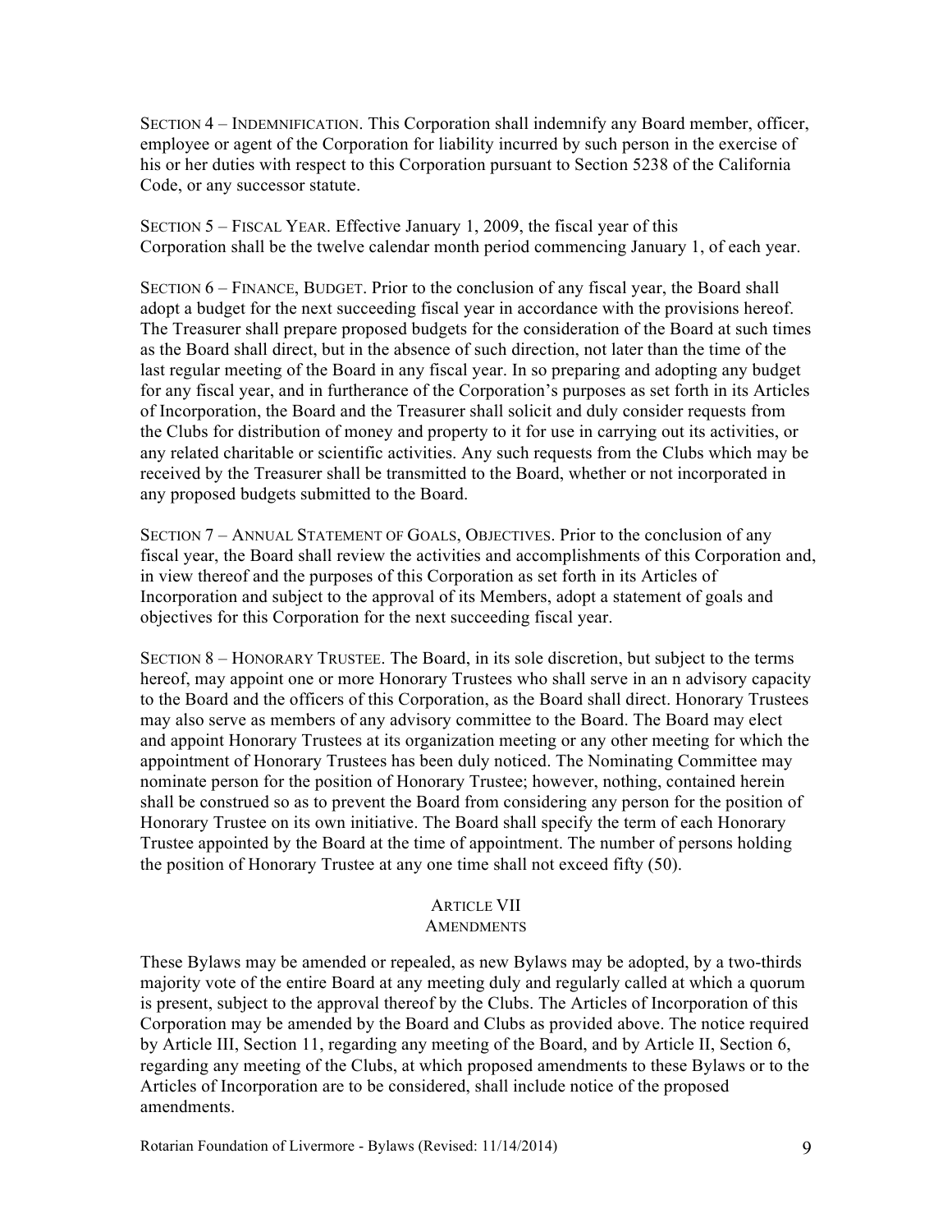SECTION 4 – INDEMNIFICATION. This Corporation shall indemnify any Board member, officer, employee or agent of the Corporation for liability incurred by such person in the exercise of his or her duties with respect to this Corporation pursuant to Section 5238 of the California Code, or any successor statute.

SECTION 5 – FISCAL YEAR. Effective January 1, 2009, the fiscal year of this Corporation shall be the twelve calendar month period commencing January 1, of each year.

SECTION 6 – FINANCE, BUDGET. Prior to the conclusion of any fiscal year, the Board shall adopt a budget for the next succeeding fiscal year in accordance with the provisions hereof. The Treasurer shall prepare proposed budgets for the consideration of the Board at such times as the Board shall direct, but in the absence of such direction, not later than the time of the last regular meeting of the Board in any fiscal year. In so preparing and adopting any budget for any fiscal year, and in furtherance of the Corporation's purposes as set forth in its Articles of Incorporation, the Board and the Treasurer shall solicit and duly consider requests from the Clubs for distribution of money and property to it for use in carrying out its activities, or any related charitable or scientific activities. Any such requests from the Clubs which may be received by the Treasurer shall be transmitted to the Board, whether or not incorporated in any proposed budgets submitted to the Board.

SECTION 7 – ANNUAL STATEMENT OF GOALS, OBJECTIVES. Prior to the conclusion of any fiscal year, the Board shall review the activities and accomplishments of this Corporation and, in view thereof and the purposes of this Corporation as set forth in its Articles of Incorporation and subject to the approval of its Members, adopt a statement of goals and objectives for this Corporation for the next succeeding fiscal year.

SECTION 8 – HONORARY TRUSTEE. The Board, in its sole discretion, but subject to the terms hereof, may appoint one or more Honorary Trustees who shall serve in an n advisory capacity to the Board and the officers of this Corporation, as the Board shall direct. Honorary Trustees may also serve as members of any advisory committee to the Board. The Board may elect and appoint Honorary Trustees at its organization meeting or any other meeting for which the appointment of Honorary Trustees has been duly noticed. The Nominating Committee may nominate person for the position of Honorary Trustee; however, nothing, contained herein shall be construed so as to prevent the Board from considering any person for the position of Honorary Trustee on its own initiative. The Board shall specify the term of each Honorary Trustee appointed by the Board at the time of appointment. The number of persons holding the position of Honorary Trustee at any one time shall not exceed fifty (50).

## ARTICLE VII
## AMENDMENTS

These Bylaws may be amended or repealed, as new Bylaws may be adopted, by a two-thirds majority vote of the entire Board at any meeting duly and regularly called at which a quorum is present, subject to the approval thereof by the Clubs. The Articles of Incorporation of this Corporation may be amended by the Board and Clubs as provided above. The notice required by Article III, Section 11, regarding any meeting of the Board, and by Article II, Section 6, regarding any meeting of the Clubs, at which proposed amendments to these Bylaws or to the Articles of Incorporation are to be considered, shall include notice of the proposed amendments.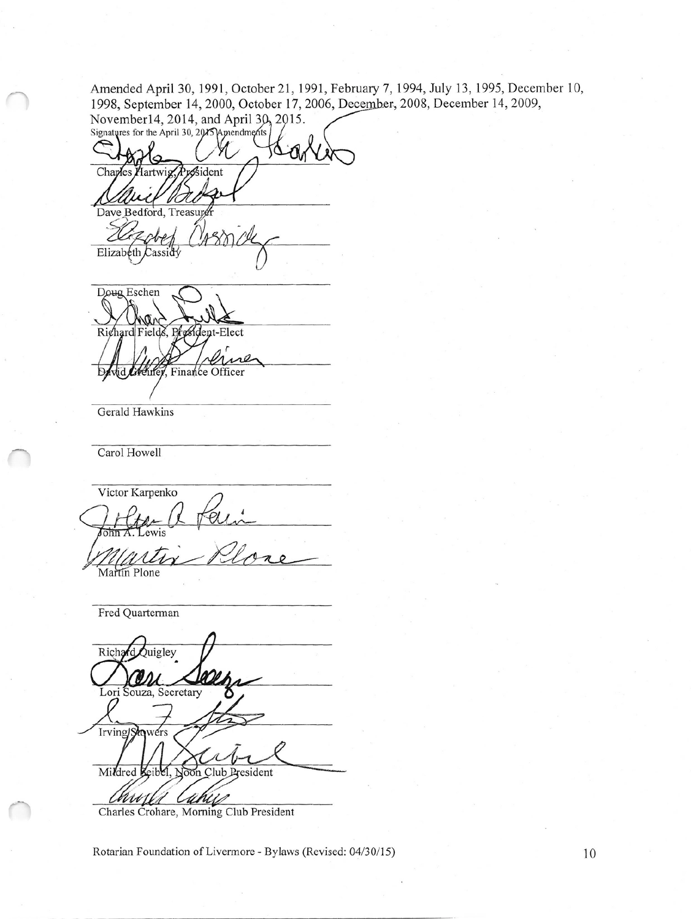Amended April 30, 1991, October 21, 1991, February 7, 1994, July 13, 1995, December 10, 1998, September 14, 2000, October 17, 2006, December, 2008, December 14, 2009, November14, 2014, and April 30, 2015.

Signatures for the April 30, 2015 Amendments

Charles Hartwig, President

Dave Bedford, Treasurer

Elizabeth Cassidy

Doug Eschen

Richard Fields, President-Elect

David Greiner, Finance Officer

Gerald Hawkins

Carol Howell

Victor Karpenko

John A. Lewis

Martin Plone

Fred Quarterman

Richard Quigley

Lori Souza, Secretary

Irving Stowers

Mildred Seibel, Noon Club President

Charles Crohare, Morning Club President

Rotarian Foundation of Livermore - Bylaws (Revised: 04/30/15)